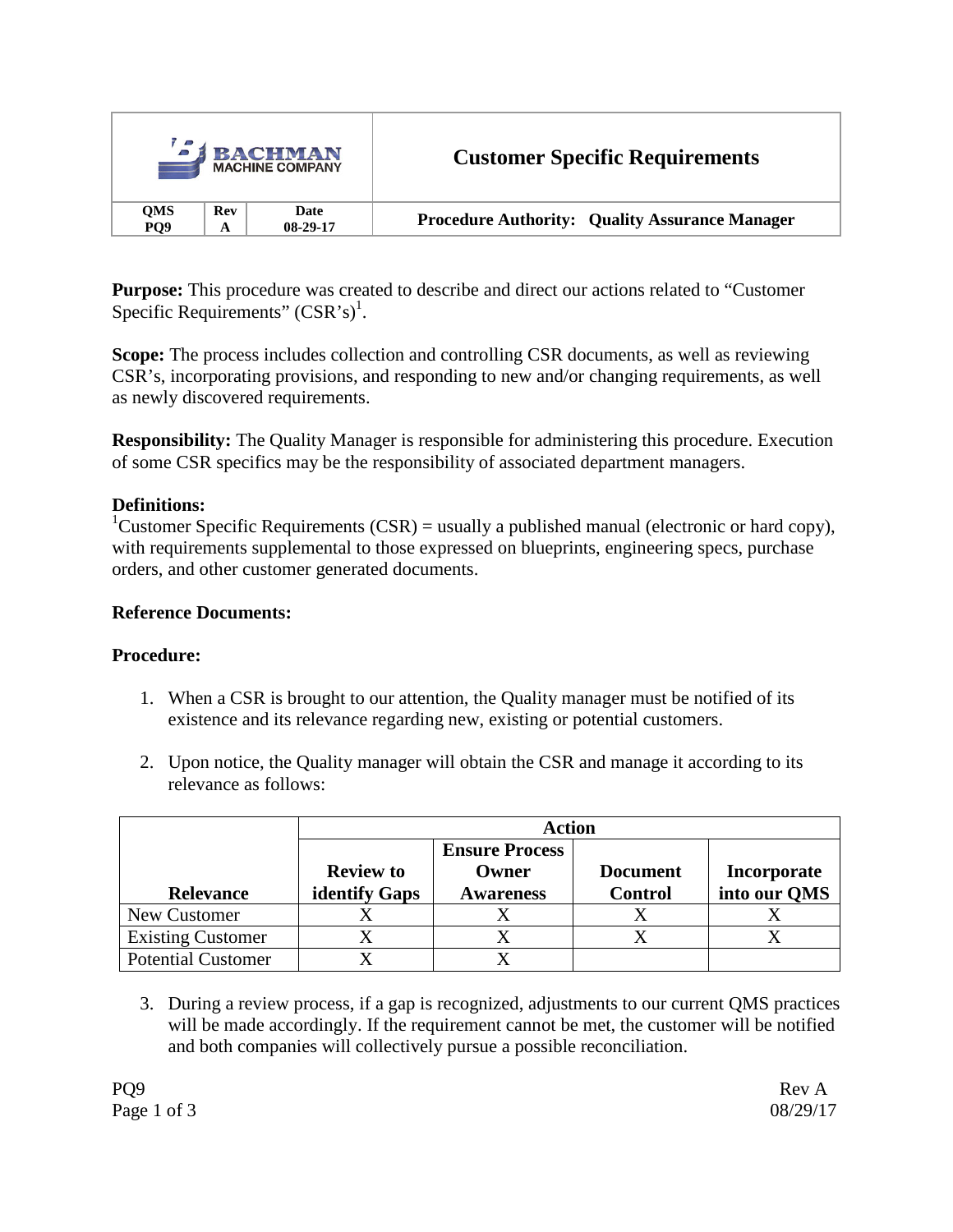| BACHMAN MACHINE COMPANY | | | Customer Specific Requirements |
|---|---|---|---|
| QMS PQ9 | Rev A | Date 08-29-17 | Procedure Authority: Quality Assurance Manager |

**Purpose:** This procedure was created to describe and direct our actions related to "Customer Specific Requirements" (CSR's)[1].

**Scope:** The process includes collection and controlling CSR documents, as well as reviewing CSR's, incorporating provisions, and responding to new and/or changing requirements, as well as newly discovered requirements.

**Responsibility:** The Quality Manager is responsible for administering this procedure. Execution of some CSR specifics may be the responsibility of associated department managers.

**Definitions:**
[1]Customer Specific Requirements (CSR) = usually a published manual (electronic or hard copy), with requirements supplemental to those expressed on blueprints, engineering specs, purchase orders, and other customer generated documents.

**Reference Documents:**

**Procedure:**

1. When a CSR is brought to our attention, the Quality manager must be notified of its existence and its relevance regarding new, existing or potential customers.

2. Upon notice, the Quality manager will obtain the CSR and manage it according to its relevance as follows:

| | Action | | | |
|---|---|---|---|---|
| **Relevance** | **Review to identify Gaps** | **Ensure Process Owner Awareness** | **Document Control** | **Incorporate into our QMS** |
| New Customer | X | X | X | X |
| Existing Customer | X | X | X | X |
| Potential Customer | X | X | | |

3. During a review process, if a gap is recognized, adjustments to our current QMS practices will be made accordingly. If the requirement cannot be met, the customer will be notified and both companies will collectively pursue a possible reconciliation.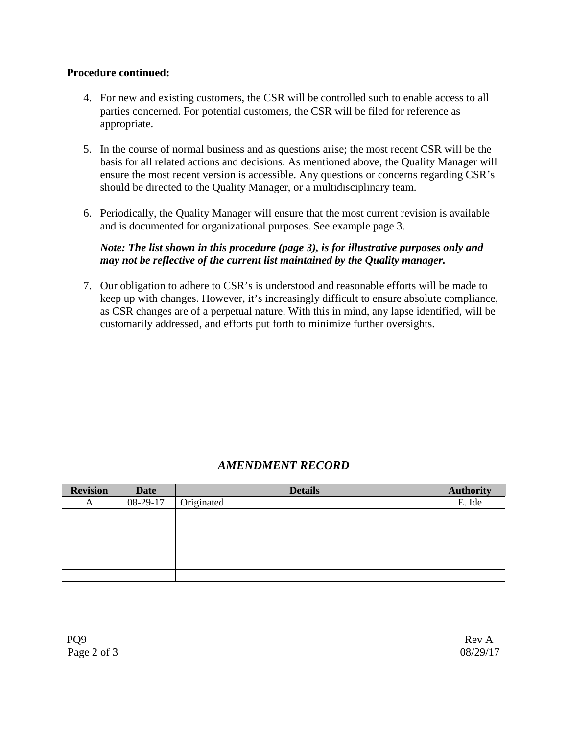**Procedure continued:**

4. For new and existing customers, the CSR will be controlled such to enable access to all parties concerned. For potential customers, the CSR will be filed for reference as appropriate.

5. In the course of normal business and as questions arise; the most recent CSR will be the basis for all related actions and decisions. As mentioned above, the Quality Manager will ensure the most recent version is accessible. Any questions or concerns regarding CSR's should be directed to the Quality Manager, or a multidisciplinary team.

6. Periodically, the Quality Manager will ensure that the most current revision is available and is documented for organizational purposes. See example page 3.

   ***Note: The list shown in this procedure (page 3), is for illustrative purposes only and may not be reflective of the current list maintained by the Quality manager.***

7. Our obligation to adhere to CSR's is understood and reasonable efforts will be made to keep up with changes. However, it's increasingly difficult to ensure absolute compliance, as CSR changes are of a perpetual nature. With this in mind, any lapse identified, will be customarily addressed, and efforts put forth to minimize further oversights.

## *AMENDMENT RECORD*

| Revision | Date | Details | Authority |
|---|---|---|---|
| A | 08-29-17 | Originated | E. Ide |
| | | | |
| | | | |
| | | | |
| | | | |
| | | | |
| | | | |

PQ9 Rev A 08/29/17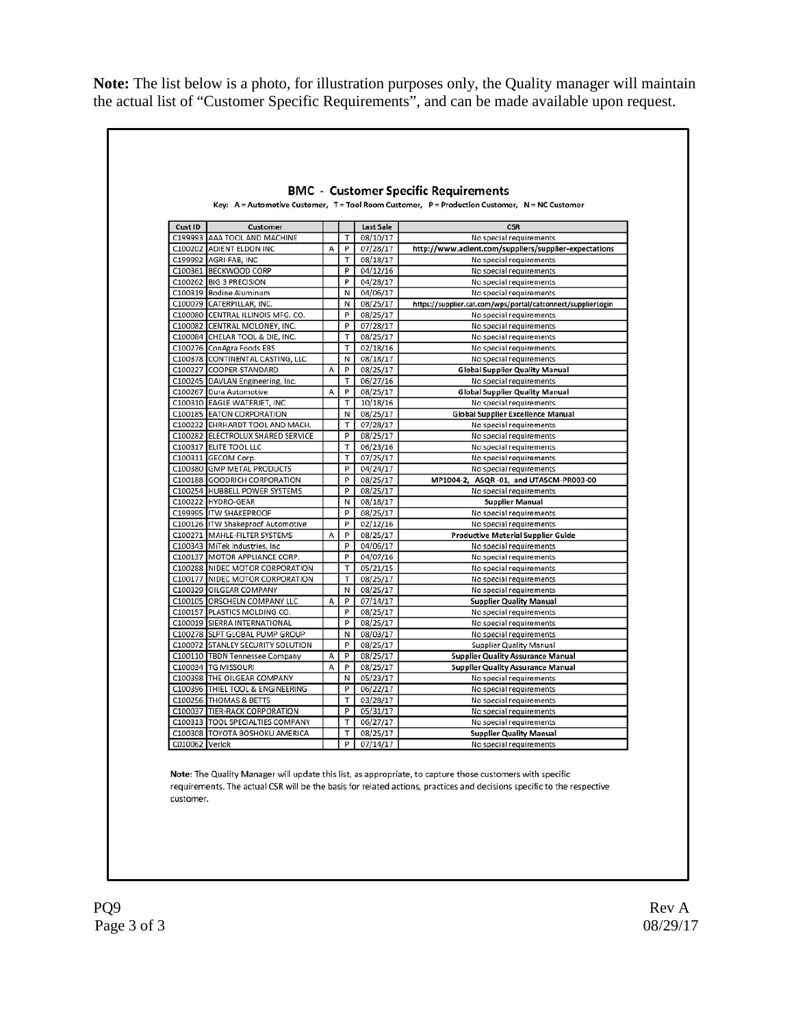**Note:** The list below is a photo, for illustration purposes only, the Quality manager will maintain the actual list of "Customer Specific Requirements", and can be made available upon request.

## BMC - Customer Specific Requirements

Key: A = Automotive Customer, T = Tool Room Customer, P = Production Customer, N = NC Customer

| Cust ID | Customer | | | Last Sale | CSR |
|---|---|---|---|---|---|
| C199993 | AAA TOOL AND MACHINE | | T | 08/10/17 | No special requirements |
| C100202 | ADIENT ELDON INC | A | P | 07/28/17 | http://www.adient.com/suppliers/supplier-expectations |
| C199992 | AGRI-FAB, INC | | T | 08/18/17 | No special requirements |
| C100361 | BECKWOOD CORP | | P | 04/12/16 | No special requirements |
| C100262 | BIG 3 PRECISION | | P | 04/28/17 | No special requirements |
| C100319 | Bodine Aluminum | | N | 04/06/17 | No special requirements |
| C100079 | CATERPILLAR, INC. | | N | 08/25/17 | https://supplier.cat.com/wps/portal/catconnect/supplierLogin |
| C100080 | CENTRAL ILLINOIS MFG. CO. | | P | 08/25/17 | No special requirements |
| C100082 | CENTRAL MOLONEY, INC. | | P | 07/28/17 | No special requirements |
| C100084 | CHELAR TOOL & DIE, INC. | | T | 08/25/17 | No special requirements |
| C100276 | ConAgra Foods EBS | | T | 02/18/16 | No special requirements |
| C100378 | CONTINENTAL CASTING, LLC | | N | 08/18/17 | No special requirements |
| C100227 | COOPER-STANDARD | A | P | 08/25/17 | Global Supplier Quality Manual |
| C100245 | DAVLAN Engineering, Inc. | | T | 06/27/16 | No special requirements |
| C100267 | Dura Automotive | A | P | 08/25/17 | Global Supplier Quality Manual |
| C100310 | EAGLE WATERJET, INC | | T | 10/18/16 | No special requirements |
| C100185 | EATON CORPORATION | | N | 08/25/17 | Global Supplier Excellence Manual |
| C100232 | EHRHARDT TOOL AND MACH. | | T | 07/28/17 | No special requirements |
| C100282 | ELECTROLUX SHARED SERVICE | | P | 08/25/17 | No special requirements |
| C100317 | ELITE TOOL LLC | | T | 06/23/16 | No special requirements |
| C100311 | GECOM Corp. | | T | 07/25/17 | No special requirements |
| C100380 | GMP METAL PRODUCTS | | P | 04/24/17 | No special requirements |
| C100188 | GOODRICH CORPORATION | | P | 08/25/17 | MP1004-2, ASQR-01, and UTASCM-PR003-00 |
| C100254 | HUBBELL POWER SYSTEMS | | P | 08/25/17 | No special requirements |
| C100222 | HYDRO-GEAR | | N | 08/18/17 | Supplier Manual |
| C199995 | ITW SHAKEPROOF | | P | 08/25/17 | No special requirements |
| C100126 | ITW Shakeproof Automotive | | P | 02/12/16 | No special requirements |
| C100271 | MAHLE-FILTER SYSTEMS | A | P | 08/25/17 | Productive Material Supplier Guide |
| C100343 | MiTek Industries, Inc | | P | 04/06/17 | No special requirements |
| C100137 | MOTOR APPLIANCE CORP. | | P | 04/07/16 | No special requirements |
| C100288 | NIDEC MOTOR CORPORATION | | T | 05/21/15 | No special requirements |
| C100177 | NIDEC MOTOR CORPORATION | | T | 08/25/17 | No special requirements |
| C100329 | OILGEAR COMPANY | | N | 08/25/17 | No special requirements |
| C100105 | ORSCHELN COMPANY LLC | A | P | 07/14/17 | Supplier Quality Manual |
| C100157 | PLASTICS MOLDING CO. | | P | 08/25/17 | No special requirements |
| C100019 | SIERRA INTERNATIONAL | | P | 08/25/17 | No special requirements |
| C100278 | SLPT GLOBAL PUMP GROUP | | N | 08/03/17 | No special requirements |
| C100072 | STANLEY SECURITY SOLUTION | | P | 08/25/17 | Supplier Quality Manual |
| C100110 | TBDN Tennessee Company | A | P | 08/25/17 | Supplier Quality Assurance Manual |
| C100034 | TG MISSOURI | A | P | 08/25/17 | Supplier Quality Assurance Manual |
| C100398 | THE OILGEAR COMPANY | | N | 05/23/17 | No special requirements |
| C100396 | THIEL TOOL & ENGINEERING | | P | 06/22/17 | No special requirements |
| C100256 | THOMAS & BETTS | | T | 03/28/17 | No special requirements |
| C100037 | TIER-RACK CORPORATION | | P | 05/31/17 | No special requirements |
| C100313 | TOOL SPECIALTIES COMPANY | | T | 06/27/17 | No special requirements |
| C100308 | TOYOTA BOSHOKU AMERICA | | T | 08/25/17 | Supplier Quality Manual |
| C010062 | Verlok | | P | 07/14/17 | No special requirements |

**Note**: The Quality Manager will update this list, as appropriate, to capture those customers with specific requirements. The actual CSR will be the basis for related actions, practices and decisions specific to the respective customer.